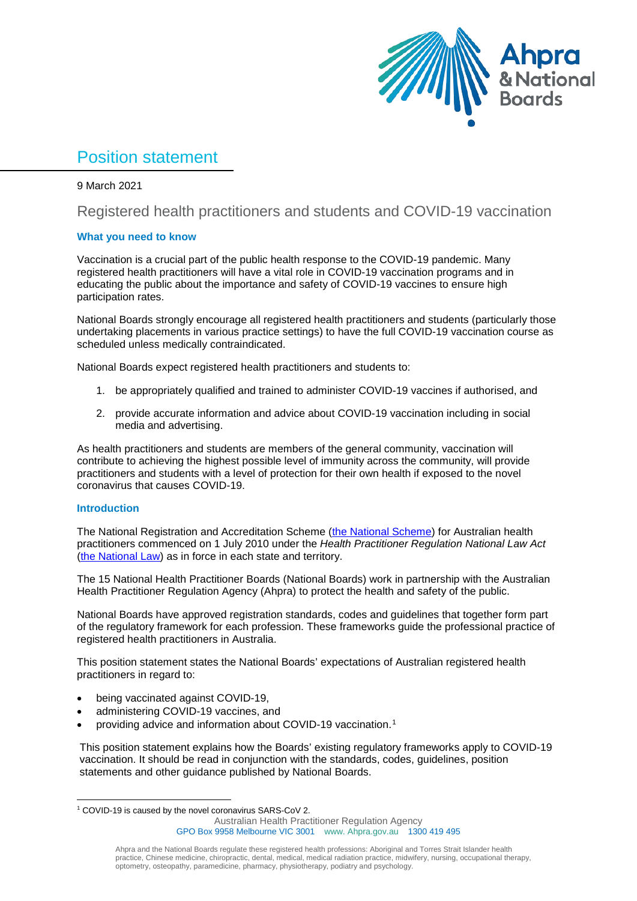# Position statement

9 March 2021

## Registered health practitioners and students and COVID-19 vaccination

### What you need to know

Vaccination is a crucial part of the public health response to the COVID-19 pandemic. Many registered health practitioners will have a vital role in COVID-19 vaccination programs and in educating the public about the importance and safety of COVID-19 vaccines to ensure high participation rates.

National Boards strongly encourage all registered health practitioners and students (particularly those undertaking placements in various practice settings) to have the full COVID-19 vaccination course as scheduled unless medically contraindicated.

National Boards expect registered health practitioners and students to:

1. be appropriately qualified and trained to administer COVID-19 vaccines if authorised, and
2. provide accurate information and advice about COVID-19 vaccination including in social media and advertising.

As health practitioners and students are members of the general community, vaccination will contribute to achieving the highest possible level of immunity across the community, will provide practitioners and students with a level of protection for their own health if exposed to the novel coronavirus that causes COVID-19.

### Introduction

The National Registration and Accreditation Scheme (the National Scheme) for Australian health practitioners commenced on 1 July 2010 under the *Health Practitioner Regulation National Law Act* (the National Law) as in force in each state and territory.

The 15 National Health Practitioner Boards (National Boards) work in partnership with the Australian Health Practitioner Regulation Agency (Ahpra) to protect the health and safety of the public.

National Boards have approved registration standards, codes and guidelines that together form part of the regulatory framework for each profession. These frameworks guide the professional practice of registered health practitioners in Australia.

This position statement states the National Boards' expectations of Australian registered health practitioners in regard to:

- being vaccinated against COVID-19,
- administering COVID-19 vaccines, and
- providing advice and information about COVID-19 vaccination.[1]

This position statement explains how the Boards' existing regulatory frameworks apply to COVID-19 vaccination. It should be read in conjunction with the standards, codes, guidelines, position statements and other guidance published by National Boards.

[1] COVID-19 is caused by the novel coronavirus SARS-CoV 2.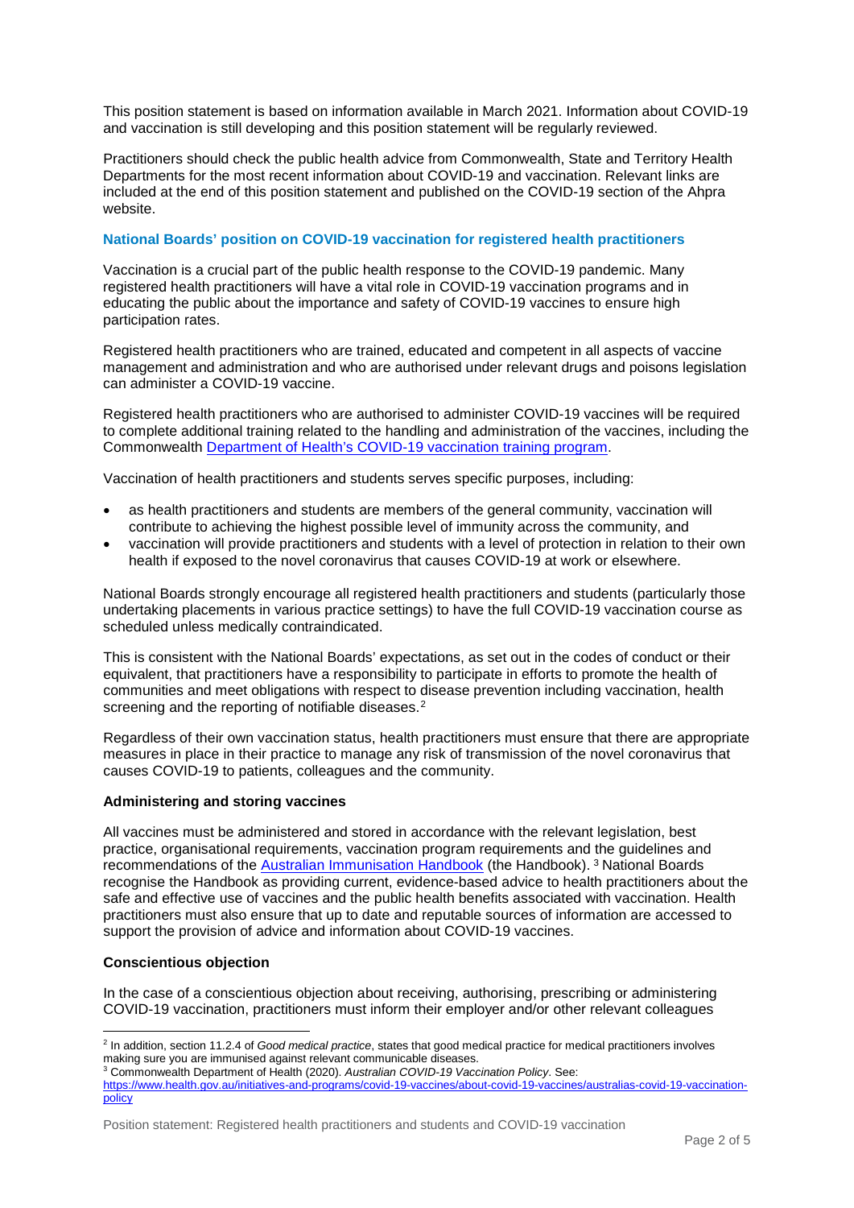This position statement is based on information available in March 2021. Information about COVID-19 and vaccination is still developing and this position statement will be regularly reviewed.

Practitioners should check the public health advice from Commonwealth, State and Territory Health Departments for the most recent information about COVID-19 and vaccination. Relevant links are included at the end of this position statement and published on the COVID-19 section of the Ahpra website.

## National Boards' position on COVID-19 vaccination for registered health practitioners

Vaccination is a crucial part of the public health response to the COVID-19 pandemic. Many registered health practitioners will have a vital role in COVID-19 vaccination programs and in educating the public about the importance and safety of COVID-19 vaccines to ensure high participation rates.

Registered health practitioners who are trained, educated and competent in all aspects of vaccine management and administration and who are authorised under relevant drugs and poisons legislation can administer a COVID-19 vaccine.

Registered health practitioners who are authorised to administer COVID-19 vaccines will be required to complete additional training related to the handling and administration of the vaccines, including the Commonwealth [Department of Health's COVID-19 vaccination training program](#).

Vaccination of health practitioners and students serves specific purposes, including:

- as health practitioners and students are members of the general community, vaccination will contribute to achieving the highest possible level of immunity across the community, and
- vaccination will provide practitioners and students with a level of protection in relation to their own health if exposed to the novel coronavirus that causes COVID-19 at work or elsewhere.

National Boards strongly encourage all registered health practitioners and students (particularly those undertaking placements in various practice settings) to have the full COVID-19 vaccination course as scheduled unless medically contraindicated.

This is consistent with the National Boards' expectations, as set out in the codes of conduct or their equivalent, that practitioners have a responsibility to participate in efforts to promote the health of communities and meet obligations with respect to disease prevention including vaccination, health screening and the reporting of notifiable diseases.[2]

Regardless of their own vaccination status, health practitioners must ensure that there are appropriate measures in place in their practice to manage any risk of transmission of the novel coronavirus that causes COVID-19 to patients, colleagues and the community.

### Administering and storing vaccines

All vaccines must be administered and stored in accordance with the relevant legislation, best practice, organisational requirements, vaccination program requirements and the guidelines and recommendations of the [Australian Immunisation Handbook](#) (the Handbook).[3] National Boards recognise the Handbook as providing current, evidence-based advice to health practitioners about the safe and effective use of vaccines and the public health benefits associated with vaccination. Health practitioners must also ensure that up to date and reputable sources of information are accessed to support the provision of advice and information about COVID-19 vaccines.

### Conscientious objection

In the case of a conscientious objection about receiving, authorising, prescribing or administering COVID-19 vaccination, practitioners must inform their employer and/or other relevant colleagues

---

[2] In addition, section 11.2.4 of *Good medical practice*, states that good medical practice for medical practitioners involves making sure you are immunised against relevant communicable diseases.

[3] Commonwealth Department of Health (2020). *Australian COVID-19 Vaccination Policy*. See: https://www.health.gov.au/initiatives-and-programs/covid-19-vaccines/about-covid-19-vaccines/australias-covid-19-vaccination-policy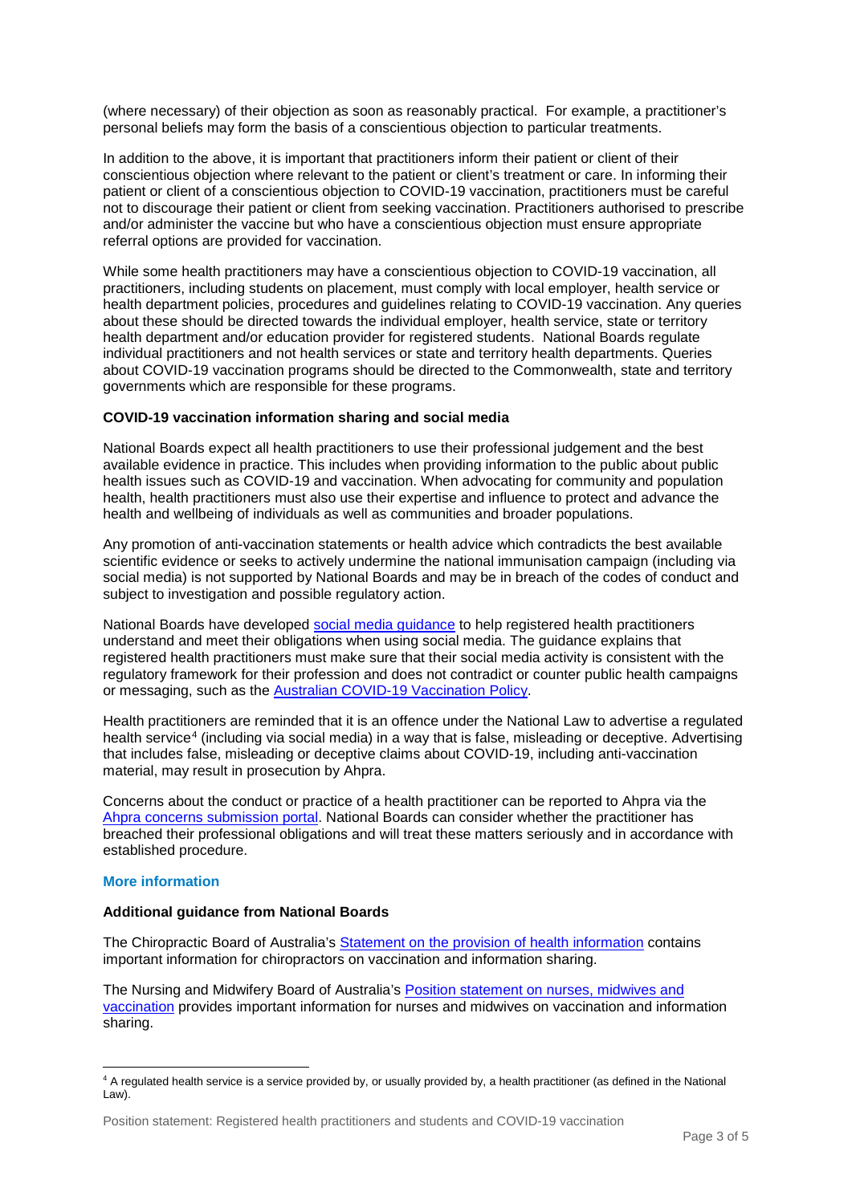(where necessary) of their objection as soon as reasonably practical. For example, a practitioner's personal beliefs may form the basis of a conscientious objection to particular treatments.

In addition to the above, it is important that practitioners inform their patient or client of their conscientious objection where relevant to the patient or client's treatment or care. In informing their patient or client of a conscientious objection to COVID-19 vaccination, practitioners must be careful not to discourage their patient or client from seeking vaccination. Practitioners authorised to prescribe and/or administer the vaccine but who have a conscientious objection must ensure appropriate referral options are provided for vaccination.

While some health practitioners may have a conscientious objection to COVID-19 vaccination, all practitioners, including students on placement, must comply with local employer, health service or health department policies, procedures and guidelines relating to COVID-19 vaccination. Any queries about these should be directed towards the individual employer, health service, state or territory health department and/or education provider for registered students. National Boards regulate individual practitioners and not health services or state and territory health departments. Queries about COVID-19 vaccination programs should be directed to the Commonwealth, state and territory governments which are responsible for these programs.

**COVID-19 vaccination information sharing and social media**

National Boards expect all health practitioners to use their professional judgement and the best available evidence in practice. This includes when providing information to the public about public health issues such as COVID-19 and vaccination. When advocating for community and population health, health practitioners must also use their expertise and influence to protect and advance the health and wellbeing of individuals as well as communities and broader populations.

Any promotion of anti-vaccination statements or health advice which contradicts the best available scientific evidence or seeks to actively undermine the national immunisation campaign (including via social media) is not supported by National Boards and may be in breach of the codes of conduct and subject to investigation and possible regulatory action.

National Boards have developed social media guidance to help registered health practitioners understand and meet their obligations when using social media. The guidance explains that registered health practitioners must make sure that their social media activity is consistent with the regulatory framework for their profession and does not contradict or counter public health campaigns or messaging, such as the Australian COVID-19 Vaccination Policy.

Health practitioners are reminded that it is an offence under the National Law to advertise a regulated health service[4] (including via social media) in a way that is false, misleading or deceptive. Advertising that includes false, misleading or deceptive claims about COVID-19, including anti-vaccination material, may result in prosecution by Ahpra.

Concerns about the conduct or practice of a health practitioner can be reported to Ahpra via the Ahpra concerns submission portal. National Boards can consider whether the practitioner has breached their professional obligations and will treat these matters seriously and in accordance with established procedure.

## More information

**Additional guidance from National Boards**

The Chiropractic Board of Australia's Statement on the provision of health information contains important information for chiropractors on vaccination and information sharing.

The Nursing and Midwifery Board of Australia's Position statement on nurses, midwives and vaccination provides important information for nurses and midwives on vaccination and information sharing.

[4] A regulated health service is a service provided by, or usually provided by, a health practitioner (as defined in the National Law).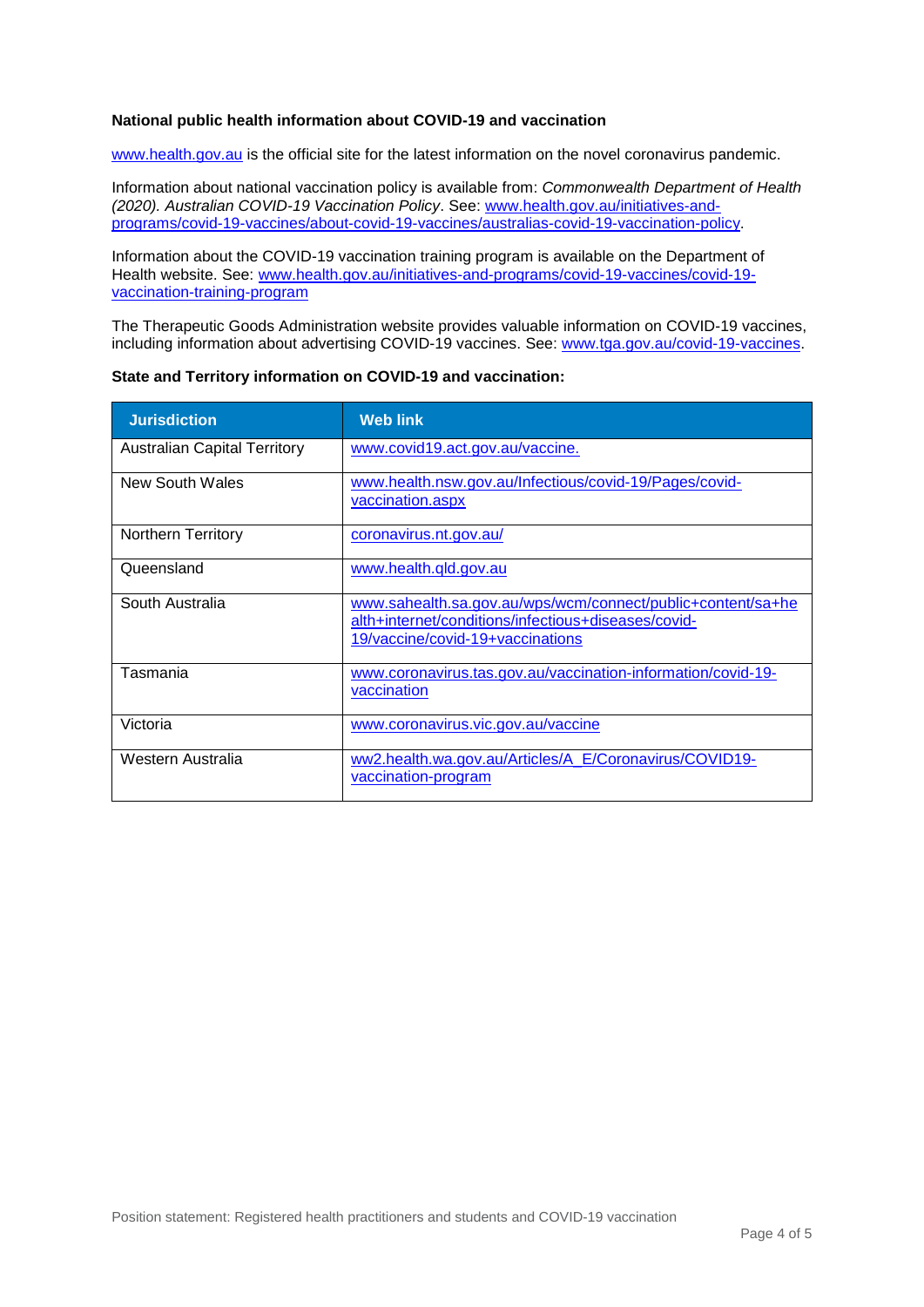**National public health information about COVID-19 and vaccination**

www.health.gov.au is the official site for the latest information on the novel coronavirus pandemic.

Information about national vaccination policy is available from: *Commonwealth Department of Health (2020). Australian COVID-19 Vaccination Policy*. See: www.health.gov.au/initiatives-and-programs/covid-19-vaccines/about-covid-19-vaccines/australias-covid-19-vaccination-policy.

Information about the COVID-19 vaccination training program is available on the Department of Health website. See: www.health.gov.au/initiatives-and-programs/covid-19-vaccines/covid-19-vaccination-training-program

The Therapeutic Goods Administration website provides valuable information on COVID-19 vaccines, including information about advertising COVID-19 vaccines. See: www.tga.gov.au/covid-19-vaccines.

**State and Territory information on COVID-19 and vaccination:**

| Jurisdiction | Web link |
|---|---|
| Australian Capital Territory | www.covid19.act.gov.au/vaccine. |
| New South Wales | www.health.nsw.gov.au/Infectious/covid-19/Pages/covid-vaccination.aspx |
| Northern Territory | coronavirus.nt.gov.au/ |
| Queensland | www.health.qld.gov.au |
| South Australia | www.sahealth.sa.gov.au/wps/wcm/connect/public+content/sa+health+internet/conditions/infectious+diseases/covid-19/vaccine/covid-19+vaccinations |
| Tasmania | www.coronavirus.tas.gov.au/vaccination-information/covid-19-vaccination |
| Victoria | www.coronavirus.vic.gov.au/vaccine |
| Western Australia | ww2.health.wa.gov.au/Articles/A_E/Coronavirus/COVID19-vaccination-program |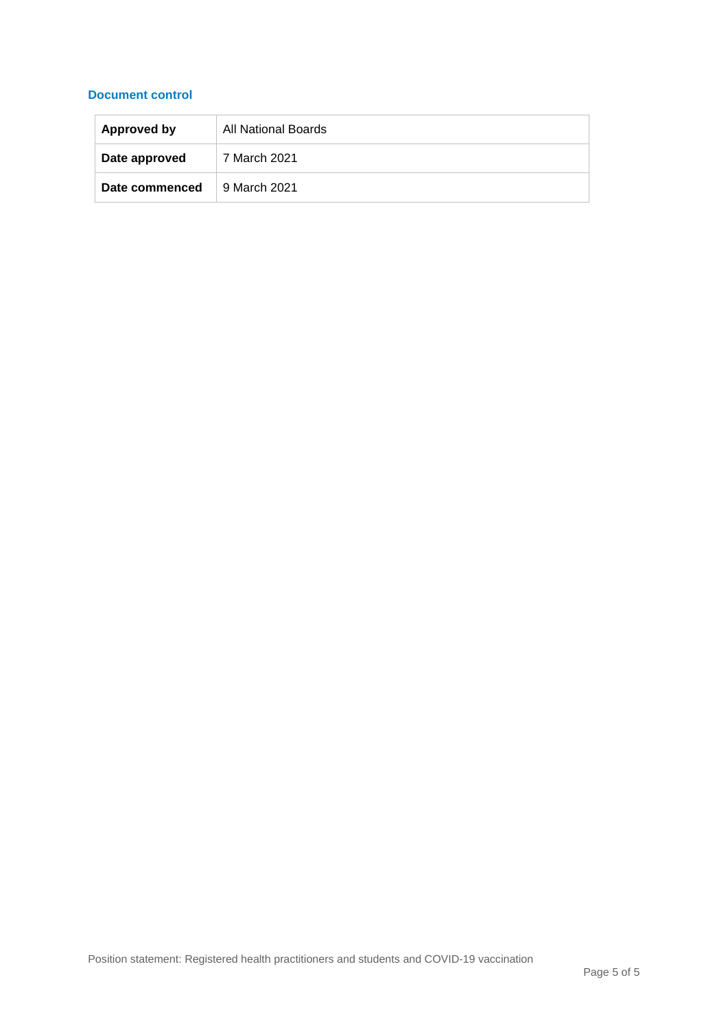### Document control

| | |
|---|---|
| **Approved by** | All National Boards |
| **Date approved** | 7 March 2021 |
| **Date commenced** | 9 March 2021 |